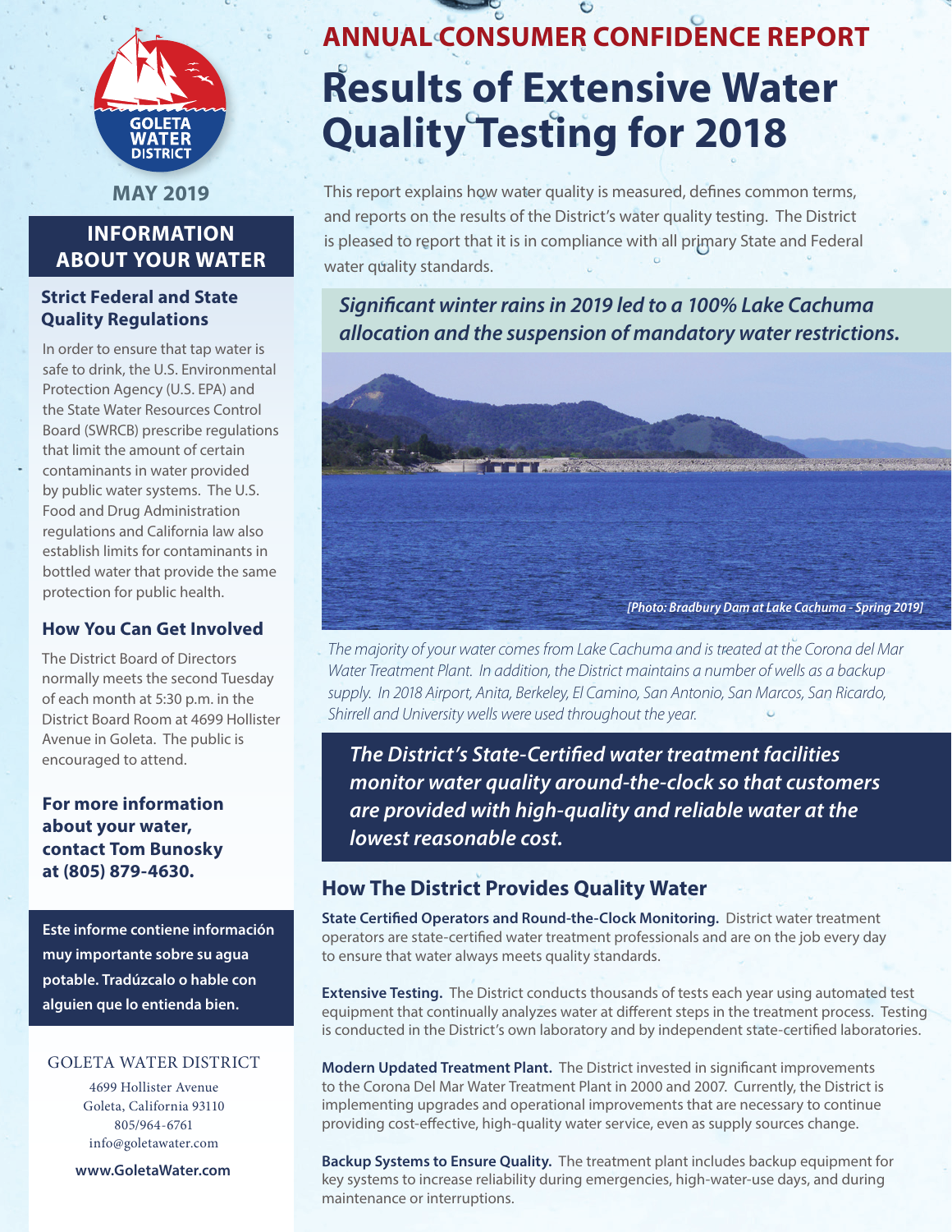# ANNUAL CONSUMER CONFIDENCE REPORT

# Results of Extensive Water Quality Testing for 2018

This report explains how water quality is measured, defines common terms, and reports on the results of the District's water quality testing. The District is pleased to report that it is in compliance with all primary State and Federal water quality standards.

***Significant winter rains in 2019 led to a 100% Lake Cachuma allocation and the suspension of mandatory water restrictions.***

*[Photo: Bradbury Dam at Lake Cachuma - Spring 2019]*

*The majority of your water comes from Lake Cachuma and is treated at the Corona del Mar Water Treatment Plant. In addition, the District maintains a number of wells as a backup supply. In 2018 Airport, Anita, Berkeley, El Camino, San Antonio, San Marcos, San Ricardo, Shirrell and University wells were used throughout the year.*

***The District's State-Certified water treatment facilities monitor water quality around-the-clock so that customers are provided with high-quality and reliable water at the lowest reasonable cost.***

## How The District Provides Quality Water

**State Certified Operators and Round-the-Clock Monitoring.** District water treatment operators are state-certified water treatment professionals and are on the job every day to ensure that water always meets quality standards.

**Extensive Testing.** The District conducts thousands of tests each year using automated test equipment that continually analyzes water at different steps in the treatment process. Testing is conducted in the District's own laboratory and by independent state-certified laboratories.

**Modern Updated Treatment Plant.** The District invested in significant improvements to the Corona Del Mar Water Treatment Plant in 2000 and 2007. Currently, the District is implementing upgrades and operational improvements that are necessary to continue providing cost-effective, high-quality water service, even as supply sources change.

**Backup Systems to Ensure Quality.** The treatment plant includes backup equipment for key systems to increase reliability during emergencies, high-water-use days, and during maintenance or interruptions.

GOLETA WATER DISTRICT

MAY 2019

## INFORMATION ABOUT YOUR WATER

### Strict Federal and State Quality Regulations

In order to ensure that tap water is safe to drink, the U.S. Environmental Protection Agency (U.S. EPA) and the State Water Resources Control Board (SWRCB) prescribe regulations that limit the amount of certain contaminants in water provided by public water systems. The U.S. Food and Drug Administration regulations and California law also establish limits for contaminants in bottled water that provide the same protection for public health.

### How You Can Get Involved

The District Board of Directors normally meets the second Tuesday of each month at 5:30 p.m. in the District Board Room at 4699 Hollister Avenue in Goleta. The public is encouraged to attend.

**For more information about your water, contact Tom Bunosky at (805) 879-4630.**

**Este informe contiene información muy importante sobre su agua potable. Tradúzcalo o hable con alguien que lo entienda bien.**

GOLETA WATER DISTRICT

4699 Hollister Avenue
Goleta, California 93110
805/964-6761
info@goletawater.com

**www.GoletaWater.com**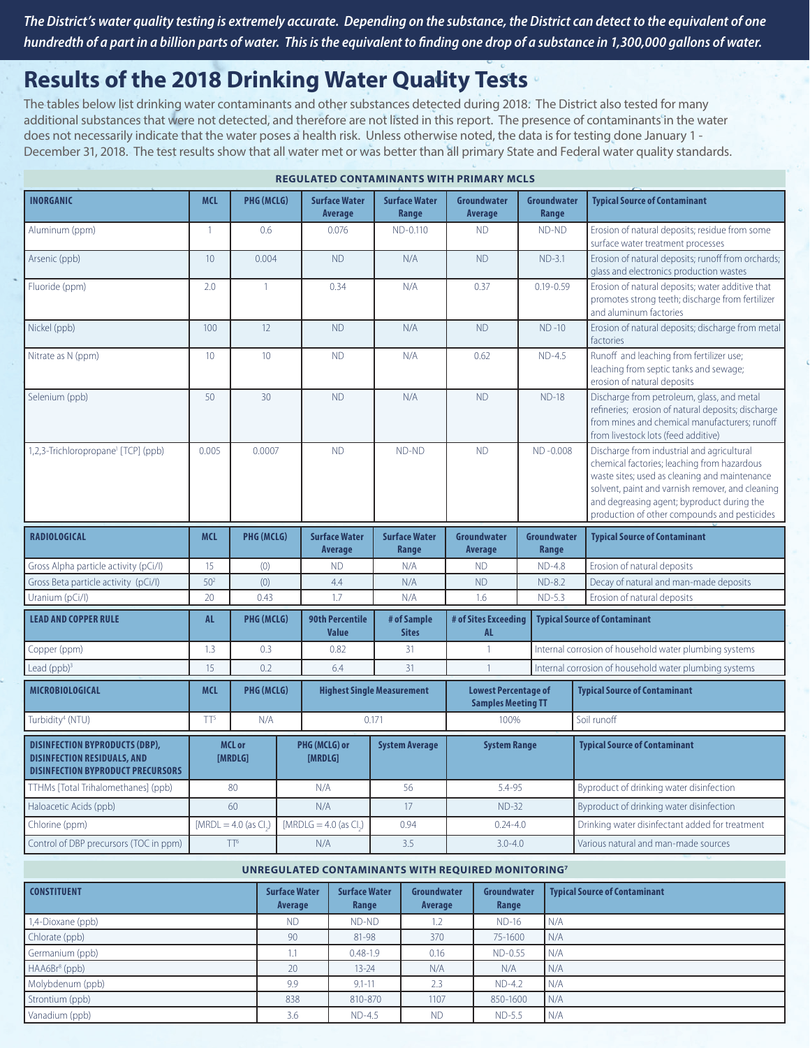*The District's water quality testing is extremely accurate. Depending on the substance, the District can detect to the equivalent of one hundredth of a part in a billion parts of water. This is the equivalent to finding one drop of a substance in 1,300,000 gallons of water.*

# Results of the 2018 Drinking Water Quality Tests

The tables below list drinking water contaminants and other substances detected during 2018. The District also tested for many additional substances that were not detected, and therefore are not listed in this report. The presence of contaminants in the water does not necessarily indicate that the water poses a health risk. Unless otherwise noted, the data is for testing done January 1 - December 31, 2018. The test results show that all water met or was better than all primary State and Federal water quality standards.

**REGULATED CONTAMINANTS WITH PRIMARY MCLS**

| INORGANIC | MCL | PHG (MCLG) | Surface Water Average | Surface Water Range | Groundwater Average | Groundwater Range | Typical Source of Contaminant |
|---|---|---|---|---|---|---|---|
| Aluminum (ppm) | 1 | 0.6 | 0.076 | ND-0.110 | ND | ND-ND | Erosion of natural deposits; residue from some surface water treatment processes |
| Arsenic (ppb) | 10 | 0.004 | ND | N/A | ND | ND-3.1 | Erosion of natural deposits; runoff from orchards; glass and electronics production wastes |
| Fluoride (ppm) | 2.0 | 1 | 0.34 | N/A | 0.37 | 0.19-0.59 | Erosion of natural deposits; water additive that promotes strong teeth; discharge from fertilizer and aluminum factories |
| Nickel (ppb) | 100 | 12 | ND | N/A | ND | ND -10 | Erosion of natural deposits; discharge from metal factories |
| Nitrate as N (ppm) | 10 | 10 | ND | N/A | 0.62 | ND-4.5 | Runoff and leaching from fertilizer use; leaching from septic tanks and sewage; erosion of natural deposits |
| Selenium (ppb) | 50 | 30 | ND | N/A | ND | ND-18 | Discharge from petroleum, glass, and metal refineries; erosion of natural deposits; discharge from mines and chemical manufacturers; runoff from livestock lots (feed additive) |
| 1,2,3-Trichloropropane[1] [TCP] (ppb) | 0.005 | 0.0007 | ND | ND-ND | ND | ND -0.008 | Discharge from industrial and agricultural chemical factories; leaching from hazardous waste sites; used as cleaning and maintenance solvent, paint and varnish remover, and cleaning and degreasing agent; byproduct during the production of other compounds and pesticides |

| RADIOLOGICAL | MCL | PHG (MCLG) | Surface Water Average | Surface Water Range | Groundwater Average | Groundwater Range | Typical Source of Contaminant |
|---|---|---|---|---|---|---|---|
| Gross Alpha particle activity (pCi/l) | 15 | (0) | ND | N/A | ND | ND-4.8 | Erosion of natural deposits |
| Gross Beta particle activity (pCi/l) | 50[2] | (0) | 4.4 | N/A | ND | ND-8.2 | Decay of natural and man-made deposits |
| Uranium (pCi/l) | 20 | 0.43 | 1.7 | N/A | 1.6 | ND-5.3 | Erosion of natural deposits |

| LEAD AND COPPER RULE | AL | PHG (MCLG) | 90th Percentile Value | # of Sample Sites | # of Sites Exceeding AL | Typical Source of Contaminant |
|---|---|---|---|---|---|---|
| Copper (ppm) | 1.3 | 0.3 | 0.82 | 31 | 1 | Internal corrosion of household water plumbing systems |
| Lead (ppb)[3] | 15 | 0.2 | 6.4 | 31 | 1 | Internal corrosion of household water plumbing systems |

| MICROBIOLOGICAL | MCL | PHG (MCLG) | Highest Single Measurement | Lowest Percentage of Samples Meeting TT | Typical Source of Contaminant |
|---|---|---|---|---|---|
| Turbidity[4] (NTU) | TT[5] | N/A | 0.171 | 100% | Soil runoff |

| DISINFECTION BYPRODUCTS (DBP), DISINFECTION RESIDUALS, AND DISINFECTION BYPRODUCT PRECURSORS | MCL or [MRDLG] | PHG (MCLG) or [MRDLG] | System Average | System Range | Typical Source of Contaminant |
|---|---|---|---|---|---|
| TTHMs [Total Trihalomethanes] (ppb) | 80 | N/A | 56 | 5.4-95 | Byproduct of drinking water disinfection |
| Haloacetic Acids (ppb) | 60 | N/A | 17 | ND-32 | Byproduct of drinking water disinfection |
| Chlorine (ppm) | [MRDL = 4.0 (as $Cl_2$)] | [MRDLG = 4.0 (as $Cl_2$)] | 0.94 | 0.24-4.0 | Drinking water disinfectant added for treatment |
| Control of DBP precursors (TOC in ppm) | TT[6] | N/A | 3.5 | 3.0-4.0 | Various natural and man-made sources |

**UNREGULATED CONTAMINANTS WITH REQUIRED MONITORING[7]**

| CONSTITUENT | Surface Water Average | Surface Water Range | Groundwater Average | Groundwater Range | Typical Source of Contaminant |
|---|---|---|---|---|---|
| 1,4-Dioxane (ppb) | ND | ND-ND | 1.2 | ND-16 | N/A |
| Chlorate (ppb) | 90 | 81-98 | 370 | 75-1600 | N/A |
| Germanium (ppb) | 1.1 | 0.48-1.9 | 0.16 | ND-0.55 | N/A |
| HAA6Br[8] (ppb) | 20 | 13-24 | N/A | N/A | N/A |
| Molybdenum (ppb) | 9.9 | 9.1-11 | 2.3 | ND-4.2 | N/A |
| Strontium (ppb) | 838 | 810-870 | 1107 | 850-1600 | N/A |
| Vanadium (ppb) | 3.6 | ND-4.5 | ND | ND-5.5 | N/A |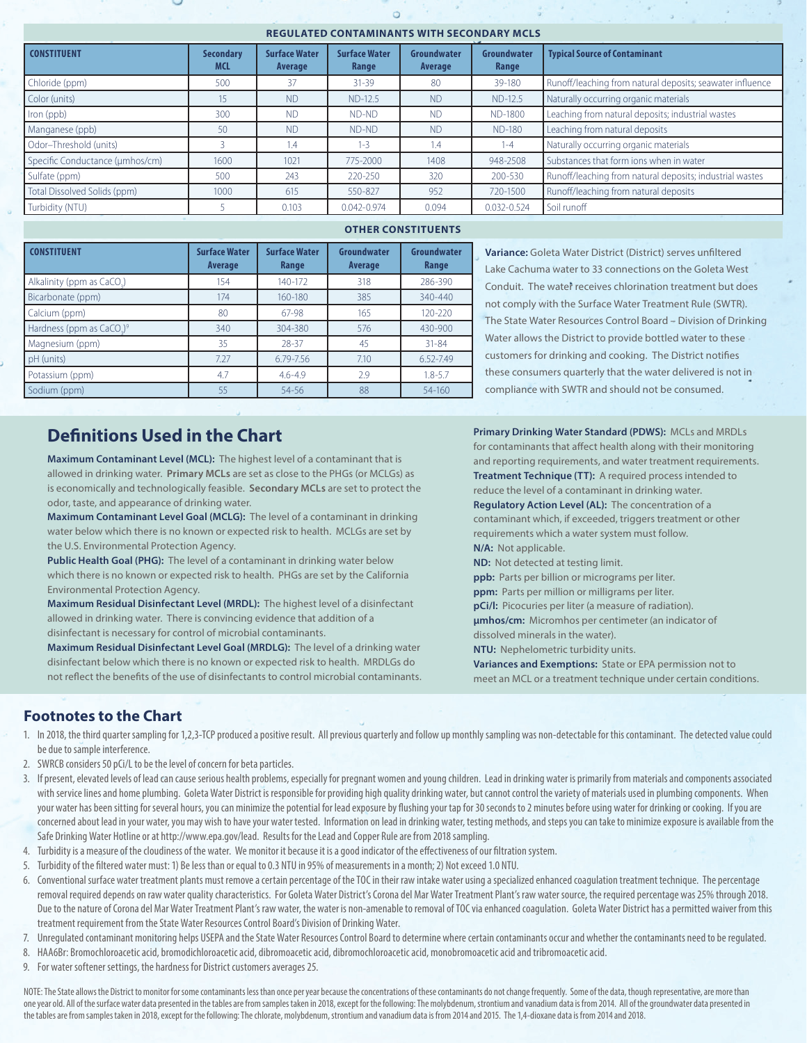## REGULATED CONTAMINANTS WITH SECONDARY MCLS

| CONSTITUENT | Secondary MCL | Surface Water Average | Surface Water Range | Groundwater Average | Groundwater Range | Typical Source of Contaminant |
|---|---|---|---|---|---|---|
| Chloride (ppm) | 500 | 37 | 31-39 | 80 | 39-180 | Runoff/leaching from natural deposits; seawater influence |
| Color (units) | 15 | ND | ND-12.5 | ND | ND-12.5 | Naturally occurring organic materials |
| Iron (ppb) | 300 | ND | ND-ND | ND | ND-1800 | Leaching from natural deposits; industrial wastes |
| Manganese (ppb) | 50 | ND | ND-ND | ND | ND-180 | Leaching from natural deposits |
| Odor–Threshold (units) | 3 | 1.4 | 1-3 | 1.4 | 1-4 | Naturally occurring organic materials |
| Specific Conductance (µmhos/cm) | 1600 | 1021 | 775-2000 | 1408 | 948-2508 | Substances that form ions when in water |
| Sulfate (ppm) | 500 | 243 | 220-250 | 320 | 200-530 | Runoff/leaching from natural deposits; industrial wastes |
| Total Dissolved Solids (ppm) | 1000 | 615 | 550-827 | 952 | 720-1500 | Runoff/leaching from natural deposits |
| Turbidity (NTU) | 5 | 0.103 | 0.042-0.974 | 0.094 | 0.032-0.524 | Soil runoff |

## OTHER CONSTITUENTS

| CONSTITUENT | Surface Water Average | Surface Water Range | Groundwater Average | Groundwater Range |
|---|---|---|---|---|
| Alkalinity (ppm as $CaCO_3$) | 154 | 140-172 | 318 | 286-390 |
| Bicarbonate (ppm) | 174 | 160-180 | 385 | 340-440 |
| Calcium (ppm) | 80 | 67-98 | 165 | 120-220 |
| Hardness (ppm as $CaCO_3$)[9] | 340 | 304-380 | 576 | 430-900 |
| Magnesium (ppm) | 35 | 28-37 | 45 | 31-84 |
| pH (units) | 7.27 | 6.79-7.56 | 7.10 | 6.52-7.49 |
| Potassium (ppm) | 4.7 | 4.6-4.9 | 2.9 | 1.8-5.7 |
| Sodium (ppm) | 55 | 54-56 | 88 | 54-160 |

**Variance:** Goleta Water District (District) serves unfiltered Lake Cachuma water to 33 connections on the Goleta West Conduit. The water receives chlorination treatment but does not comply with the Surface Water Treatment Rule (SWTR). The State Water Resources Control Board – Division of Drinking Water allows the District to provide bottled water to these customers for drinking and cooking. The District notifies these consumers quarterly that the water delivered is not in compliance with SWTR and should not be consumed.

## Definitions Used in the Chart

**Maximum Contaminant Level (MCL):** The highest level of a contaminant that is allowed in drinking water. **Primary MCLs** are set as close to the PHGs (or MCLGs) as is economically and technologically feasible. **Secondary MCLs** are set to protect the odor, taste, and appearance of drinking water.

**Maximum Contaminant Level Goal (MCLG):** The level of a contaminant in drinking water below which there is no known or expected risk to health. MCLGs are set by the U.S. Environmental Protection Agency.

**Public Health Goal (PHG):** The level of a contaminant in drinking water below which there is no known or expected risk to health. PHGs are set by the California Environmental Protection Agency.

**Maximum Residual Disinfectant Level (MRDL):** The highest level of a disinfectant allowed in drinking water. There is convincing evidence that addition of a disinfectant is necessary for control of microbial contaminants.

**Maximum Residual Disinfectant Level Goal (MRDLG):** The level of a drinking water disinfectant below which there is no known or expected risk to health. MRDLGs do not reflect the benefits of the use of disinfectants to control microbial contaminants.

**Primary Drinking Water Standard (PDWS):** MCLs and MRDLs for contaminants that affect health along with their monitoring and reporting requirements, and water treatment requirements.

**Treatment Technique (TT):** A required process intended to reduce the level of a contaminant in drinking water.

**Regulatory Action Level (AL):** The concentration of a contaminant which, if exceeded, triggers treatment or other requirements which a water system must follow.

**N/A:** Not applicable.

**ND:** Not detected at testing limit.

**ppb:** Parts per billion or micrograms per liter.

**ppm:** Parts per million or milligrams per liter.

**pCi/l:** Picocuries per liter (a measure of radiation).

**µmhos/cm:** Micromhos per centimeter (an indicator of dissolved minerals in the water).

**NTU:** Nephelometric turbidity units.

**Variances and Exemptions:** State or EPA permission not to meet an MCL or a treatment technique under certain conditions.

## Footnotes to the Chart

1. In 2018, the third quarter sampling for 1,2,3-TCP produced a positive result. All previous quarterly and follow up monthly sampling was non-detectable for this contaminant. The detected value could be due to sample interference.
2. SWRCB considers 50 pCi/L to be the level of concern for beta particles.
3. If present, elevated levels of lead can cause serious health problems, especially for pregnant women and young children. Lead in drinking water is primarily from materials and components associated with service lines and home plumbing. Goleta Water District is responsible for providing high quality drinking water, but cannot control the variety of materials used in plumbing components. When your water has been sitting for several hours, you can minimize the potential for lead exposure by flushing your tap for 30 seconds to 2 minutes before using water for drinking or cooking. If you are concerned about lead in your water, you may wish to have your water tested. Information on lead in drinking water, testing methods, and steps you can take to minimize exposure is available from the Safe Drinking Water Hotline or at http://www.epa.gov/lead. Results for the Lead and Copper Rule are from 2018 sampling.
4. Turbidity is a measure of the cloudiness of the water. We monitor it because it is a good indicator of the effectiveness of our filtration system.
5. Turbidity of the filtered water must: 1) Be less than or equal to 0.3 NTU in 95% of measurements in a month; 2) Not exceed 1.0 NTU.
6. Conventional surface water treatment plants must remove a certain percentage of the TOC in their raw intake water using a specialized enhanced coagulation treatment technique. The percentage removal required depends on raw water quality characteristics. For Goleta Water District's Corona del Mar Water Treatment Plant's raw water source, the required percentage was 25% through 2018. Due to the nature of Corona del Mar Water Treatment Plant's raw water, the water is non-amenable to removal of TOC via enhanced coagulation. Goleta Water District has a permitted waiver from this treatment requirement from the State Water Resources Control Board's Division of Drinking Water.
7. Unregulated contaminant monitoring helps USEPA and the State Water Resources Control Board to determine where certain contaminants occur and whether the contaminants need to be regulated.
8. HAA6Br: Bromochloroacetic acid, bromodichloroacetic acid, dibromoacetic acid, dibromochloroacetic acid, monobromoacetic acid and tribromoacetic acid.
9. For water softener settings, the hardness for District customers averages 25.

NOTE: The State allows the District to monitor for some contaminants less than once per year because the concentrations of these contaminants do not change frequently. Some of the data, though representative, are more than one year old. All of the surface water data presented in the tables are from samples taken in 2018, except for the following: The molybdenum, strontium and vanadium data is from 2014. All of the groundwater data presented in the tables are from samples taken in 2018, except for the following: The chlorate, molybdenum, strontium and vanadium data is from 2014 and 2015. The 1,4-dioxane data is from 2014 and 2018.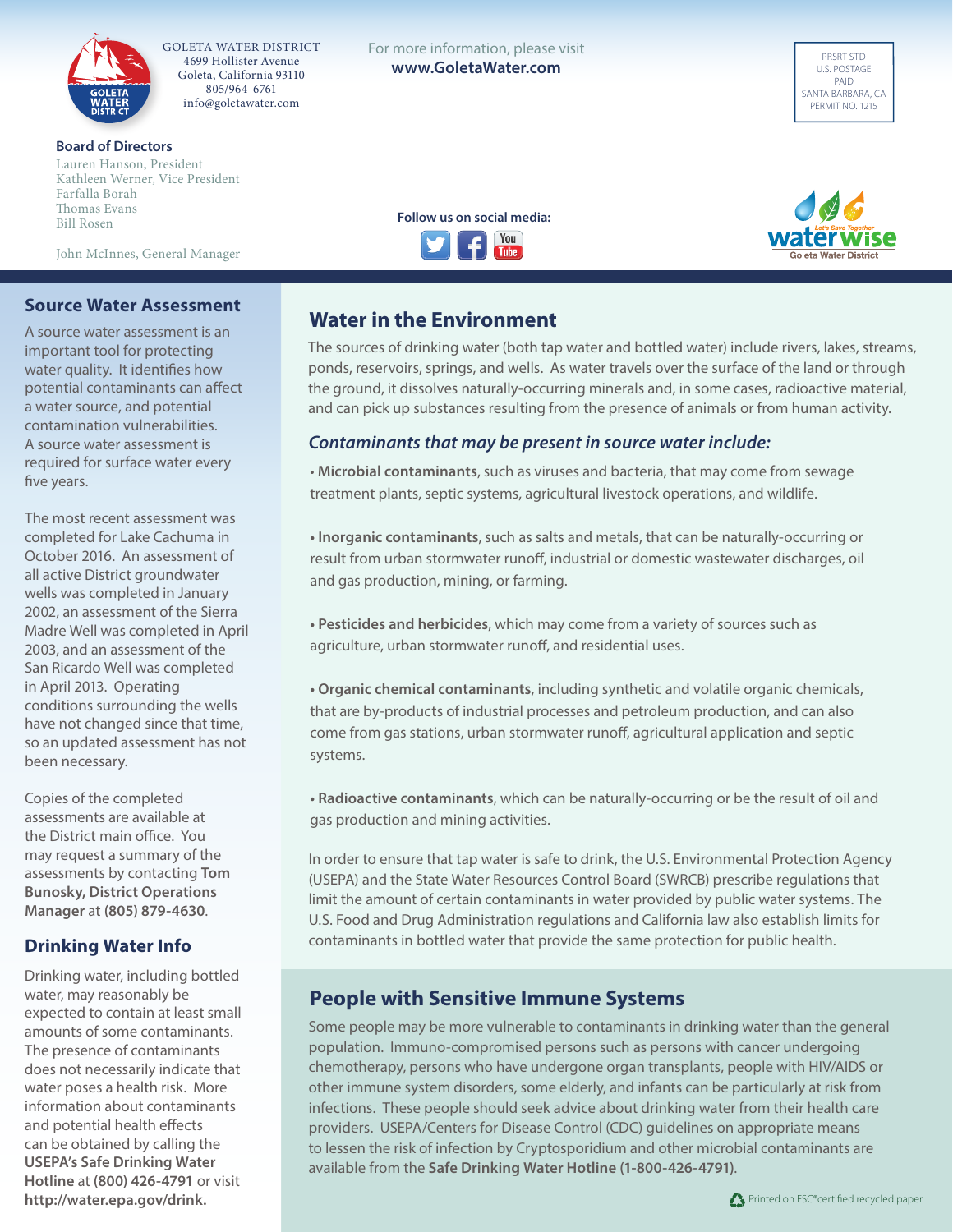GOLETA WATER DISTRICT
4699 Hollister Avenue
Goleta, California 93110
805/964-6761
info@goletawater.com

For more information, please visit
**www.GoletaWater.com**

PRSRT STD
U.S. POSTAGE
PAID
SANTA BARBARA, CA
PERMIT NO. 1215

**Board of Directors**

Lauren Hanson, President
Kathleen Werner, Vice President
Farfalla Borah
Thomas Evans
Bill Rosen

John McInnes, General Manager

**Follow us on social media:**

## Source Water Assessment

A source water assessment is an important tool for protecting water quality. It identifies how potential contaminants can affect a water source, and potential contamination vulnerabilities. A source water assessment is required for surface water every five years.

The most recent assessment was completed for Lake Cachuma in October 2016. An assessment of all active District groundwater wells was completed in January 2002, an assessment of the Sierra Madre Well was completed in April 2003, and an assessment of the San Ricardo Well was completed in April 2013. Operating conditions surrounding the wells have not changed since that time, so an updated assessment has not been necessary.

Copies of the completed assessments are available at the District main office. You may request a summary of the assessments by contacting **Tom Bunosky, District Operations Manager** at **(805) 879-4630**.

## Drinking Water Info

Drinking water, including bottled water, may reasonably be expected to contain at least small amounts of some contaminants. The presence of contaminants does not necessarily indicate that water poses a health risk. More information about contaminants and potential health effects can be obtained by calling the **USEPA's Safe Drinking Water Hotline** at **(800) 426-4791** or visit **http://water.epa.gov/drink.**

## Water in the Environment

The sources of drinking water (both tap water and bottled water) include rivers, lakes, streams, ponds, reservoirs, springs, and wells. As water travels over the surface of the land or through the ground, it dissolves naturally-occurring minerals and, in some cases, radioactive material, and can pick up substances resulting from the presence of animals or from human activity.

### *Contaminants that may be present in source water include:*

- **Microbial contaminants**, such as viruses and bacteria, that may come from sewage treatment plants, septic systems, agricultural livestock operations, and wildlife.
- **Inorganic contaminants**, such as salts and metals, that can be naturally-occurring or result from urban stormwater runoff, industrial or domestic wastewater discharges, oil and gas production, mining, or farming.
- **Pesticides and herbicides**, which may come from a variety of sources such as agriculture, urban stormwater runoff, and residential uses.
- **Organic chemical contaminants**, including synthetic and volatile organic chemicals, that are by-products of industrial processes and petroleum production, and can also come from gas stations, urban stormwater runoff, agricultural application and septic systems.
- **Radioactive contaminants**, which can be naturally-occurring or be the result of oil and gas production and mining activities.

In order to ensure that tap water is safe to drink, the U.S. Environmental Protection Agency (USEPA) and the State Water Resources Control Board (SWRCB) prescribe regulations that limit the amount of certain contaminants in water provided by public water systems. The U.S. Food and Drug Administration regulations and California law also establish limits for contaminants in bottled water that provide the same protection for public health.

## People with Sensitive Immune Systems

Some people may be more vulnerable to contaminants in drinking water than the general population. Immuno-compromised persons such as persons with cancer undergoing chemotherapy, persons who have undergone organ transplants, people with HIV/AIDS or other immune system disorders, some elderly, and infants can be particularly at risk from infections. These people should seek advice about drinking water from their health care providers. USEPA/Centers for Disease Control (CDC) guidelines on appropriate means to lessen the risk of infection by Cryptosporidium and other microbial contaminants are available from the **Safe Drinking Water Hotline (1-800-426-4791)**.

Printed on FSC®certified recycled paper.